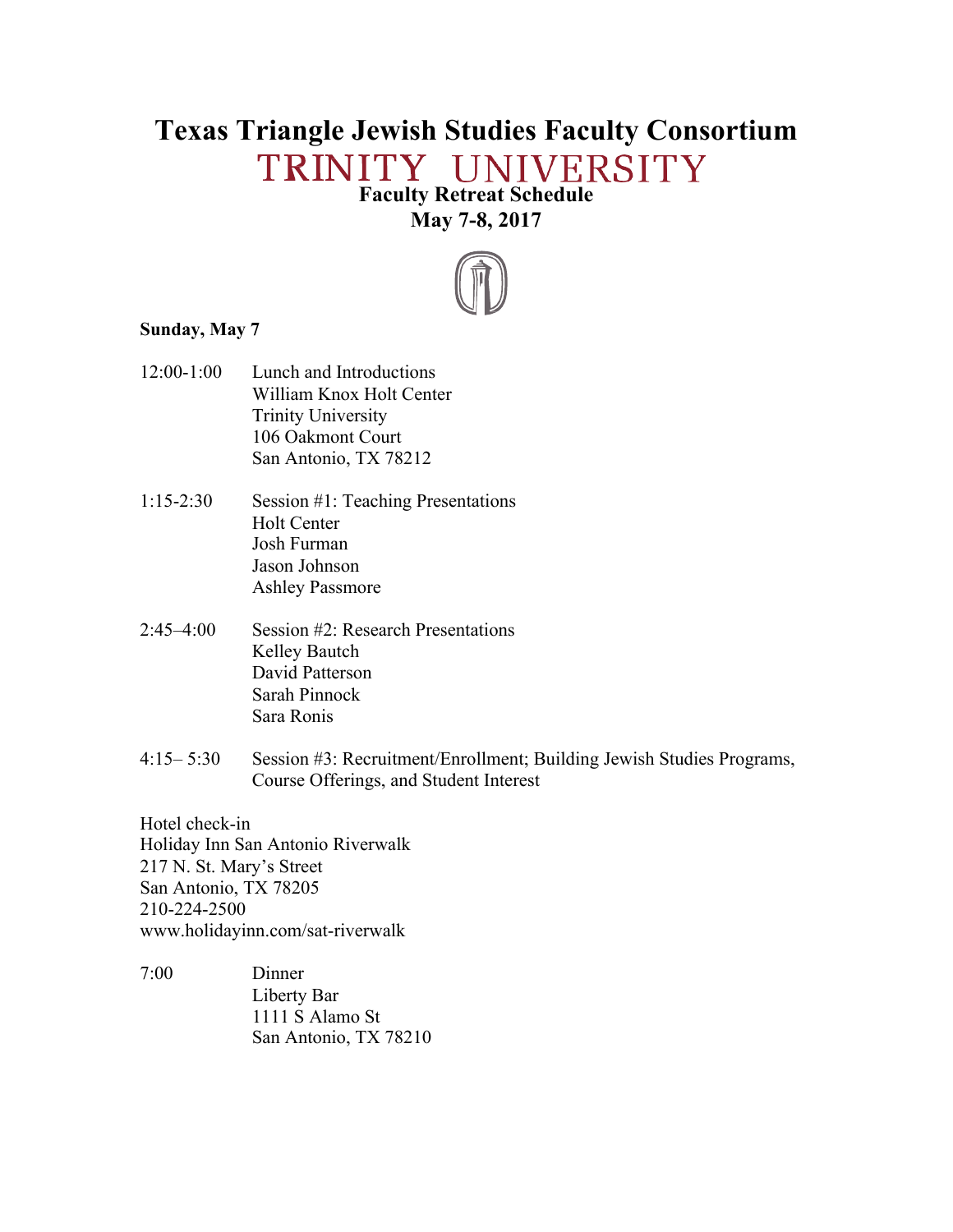# Texas Triangle Jewish Studies Faculty Consortium

## TRINITY UNIVERSITY

### Faculty Retreat Schedule
### May 7-8, 2017

**Sunday, May 7**

12:00-1:00 Lunch and Introductions
William Knox Holt Center
Trinity University
106 Oakmont Court
San Antonio, TX 78212

1:15-2:30 Session #1: Teaching Presentations
Holt Center
Josh Furman
Jason Johnson
Ashley Passmore

2:45–4:00 Session #2: Research Presentations
Kelley Bautch
David Patterson
Sarah Pinnock
Sara Ronis

4:15– 5:30 Session #3: Recruitment/Enrollment; Building Jewish Studies Programs, Course Offerings, and Student Interest

Hotel check-in
Holiday Inn San Antonio Riverwalk
217 N. St. Mary's Street
San Antonio, TX 78205
210-224-2500
www.holidayinn.com/sat-riverwalk

7:00 Dinner
Liberty Bar
1111 S Alamo St
San Antonio, TX 78210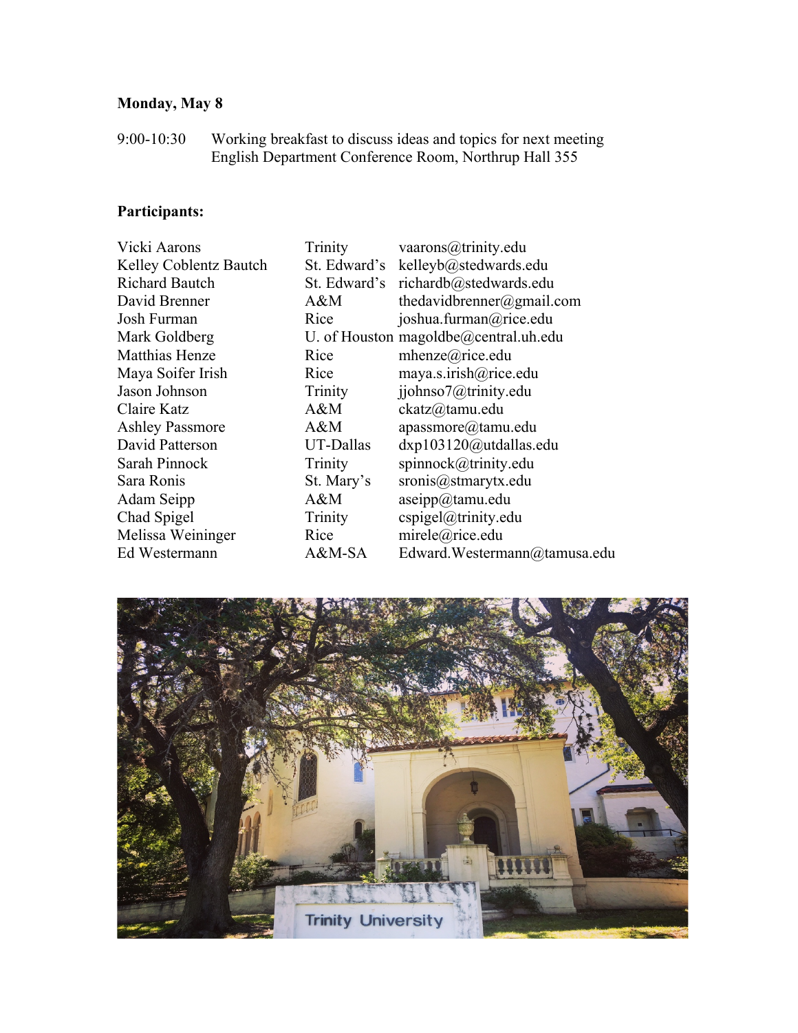**Monday, May 8**

9:00-10:30 Working breakfast to discuss ideas and topics for next meeting
English Department Conference Room, Northrup Hall 355

**Participants:**

| | | |
|---|---|---|
| Vicki Aarons | Trinity | vaarons@trinity.edu |
| Kelley Coblentz Bautch | St. Edward's | kelleyb@stedwards.edu |
| Richard Bautch | St. Edward's | richardb@stedwards.edu |
| David Brenner | A&M | thedavidbrenner@gmail.com |
| Josh Furman | Rice | joshua.furman@rice.edu |
| Mark Goldberg | U. of Houston | magoldbe@central.uh.edu |
| Matthias Henze | Rice | mhenze@rice.edu |
| Maya Soifer Irish | Rice | maya.s.irish@rice.edu |
| Jason Johnson | Trinity | jjohnso7@trinity.edu |
| Claire Katz | A&M | ckatz@tamu.edu |
| Ashley Passmore | A&M | apassmore@tamu.edu |
| David Patterson | UT-Dallas | dxp103120@utdallas.edu |
| Sarah Pinnock | Trinity | spinnock@trinity.edu |
| Sara Ronis | St. Mary's | sronis@stmarytx.edu |
| Adam Seipp | A&M | aseipp@tamu.edu |
| Chad Spigel | Trinity | cspigel@trinity.edu |
| Melissa Weininger | Rice | mirele@rice.edu |
| Ed Westermann | A&M-SA | Edward.Westermann@tamusa.edu |